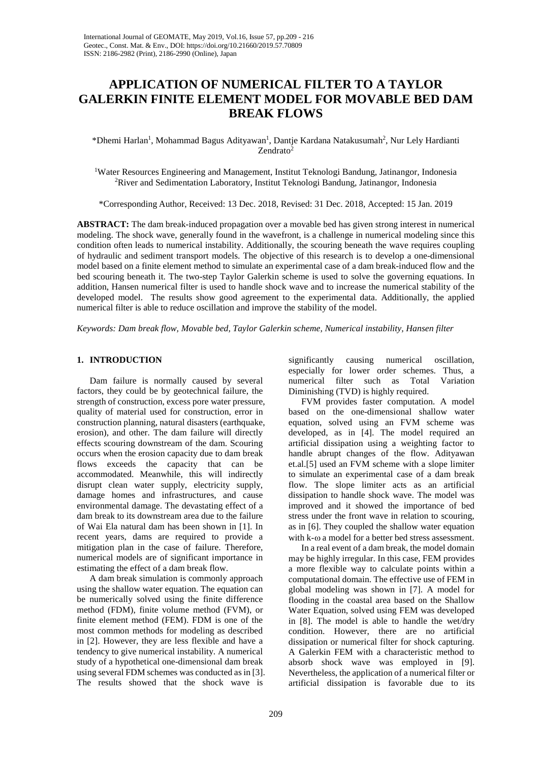# APPLICATION OF NUMERICAL FILTER TO A TAYLOR GALERKIN FINITE ELEMENT MODEL FOR MOVABLE BED DAM BREAK FLOWS

*Dhemi Harlan[1], Mohammad Bagus Adityawan[1], Dantje Kardana Natakusumah[2], Nur Lely Hardianti Zendrato[2]

[1]Water Resources Engineering and Management, Institut Teknologi Bandung, Jatinangor, Indonesia
[2]River and Sedimentation Laboratory, Institut Teknologi Bandung, Jatinangor, Indonesia

*Corresponding Author, Received: 13 Dec. 2018, Revised: 31 Dec. 2018, Accepted: 15 Jan. 2019

**ABSTRACT:** The dam break-induced propagation over a movable bed has given strong interest in numerical modeling. The shock wave, generally found in the wavefront, is a challenge in numerical modeling since this condition often leads to numerical instability. Additionally, the scouring beneath the wave requires coupling of hydraulic and sediment transport models. The objective of this research is to develop a one-dimensional model based on a finite element method to simulate an experimental case of a dam break-induced flow and the bed scouring beneath it. The two-step Taylor Galerkin scheme is used to solve the governing equations. In addition, Hansen numerical filter is used to handle shock wave and to increase the numerical stability of the developed model. The results show good agreement to the experimental data. Additionally, the applied numerical filter is able to reduce oscillation and improve the stability of the model.

*Keywords: Dam break flow, Movable bed, Taylor Galerkin scheme, Numerical instability, Hansen filter*

## 1. INTRODUCTION

Dam failure is normally caused by several factors, they could be by geotechnical failure, the strength of construction, excess pore water pressure, quality of material used for construction, error in construction planning, natural disasters (earthquake, erosion), and other. The dam failure will directly effects scouring downstream of the dam. Scouring occurs when the erosion capacity due to dam break flows exceeds the capacity that can be accommodated. Meanwhile, this will indirectly disrupt clean water supply, electricity supply, damage homes and infrastructures, and cause environmental damage. The devastating effect of a dam break to its downstream area due to the failure of Wai Ela natural dam has been shown in [1]. In recent years, dams are required to provide a mitigation plan in the case of failure. Therefore, numerical models are of significant importance in estimating the effect of a dam break flow.

A dam break simulation is commonly approach using the shallow water equation. The equation can be numerically solved using the finite difference method (FDM), finite volume method (FVM), or finite element method (FEM). FDM is one of the most common methods for modeling as described in [2]. However, they are less flexible and have a tendency to give numerical instability. A numerical study of a hypothetical one-dimensional dam break using several FDM schemes was conducted as in [3]. The results showed that the shock wave is significantly causing numerical oscillation, especially for lower order schemes. Thus, a numerical filter such as Total Variation Diminishing (TVD) is highly required.

FVM provides faster computation. A model based on the one-dimensional shallow water equation, solved using an FVM scheme was developed, as in [4]. The model required an artificial dissipation using a weighting factor to handle abrupt changes of the flow. Adityawan et.al.[5] used an FVM scheme with a slope limiter to simulate an experimental case of a dam break flow. The slope limiter acts as an artificial dissipation to handle shock wave. The model was improved and it showed the importance of bed stress under the front wave in relation to scouring, as in [6]. They coupled the shallow water equation with k-ω a model for a better bed stress assessment.

In a real event of a dam break, the model domain may be highly irregular. In this case, FEM provides a more flexible way to calculate points within a computational domain. The effective use of FEM in global modeling was shown in [7]. A model for flooding in the coastal area based on the Shallow Water Equation, solved using FEM was developed in [8]. The model is able to handle the wet/dry condition. However, there are no artificial dissipation or numerical filter for shock capturing. A Galerkin FEM with a characteristic method to absorb shock wave was employed in [9]. Nevertheless, the application of a numerical filter or artificial dissipation is favorable due to its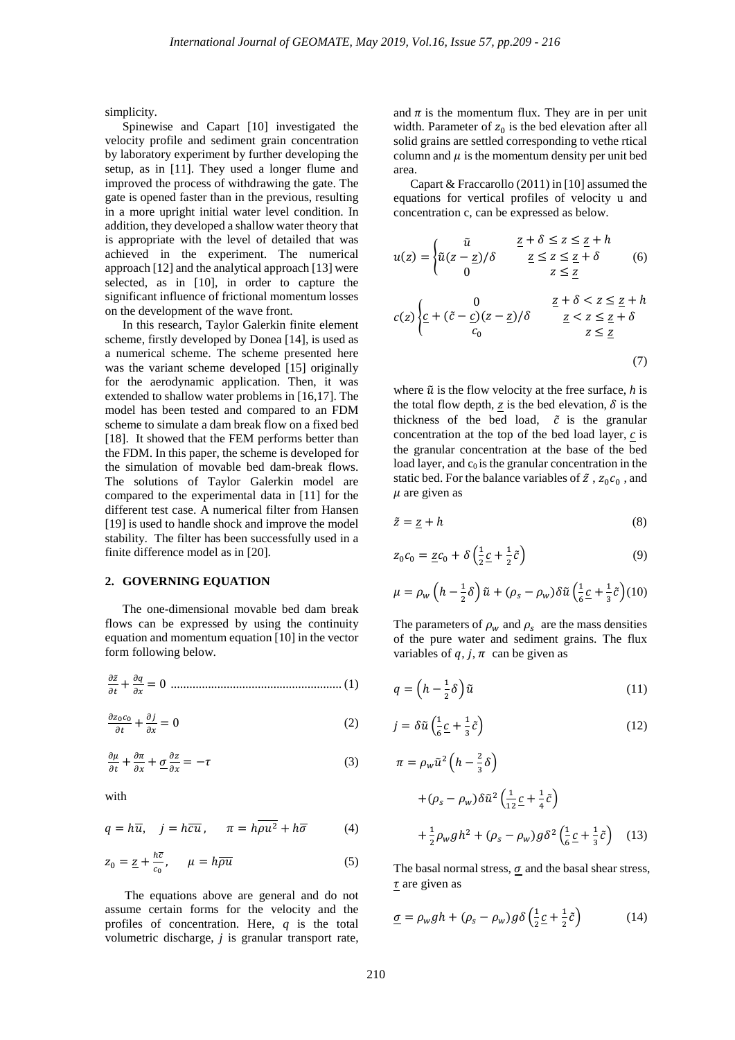simplicity.

Spinewise and Capart [10] investigated the velocity profile and sediment grain concentration by laboratory experiment by further developing the setup, as in [11]. They used a longer flume and improved the process of withdrawing the gate. The gate is opened faster than in the previous, resulting in a more upright initial water level condition. In addition, they developed a shallow water theory that is appropriate with the level of detailed that was achieved in the experiment. The numerical approach [12] and the analytical approach [13] were selected, as in [10], in order to capture the significant influence of frictional momentum losses on the development of the wave front.

In this research, Taylor Galerkin finite element scheme, firstly developed by Donea [14], is used as a numerical scheme. The scheme presented here was the variant scheme developed [15] originally for the aerodynamic application. Then, it was extended to shallow water problems in [16,17]. The model has been tested and compared to an FDM scheme to simulate a dam break flow on a fixed bed [18]. It showed that the FEM performs better than the FDM. In this paper, the scheme is developed for the simulation of movable bed dam-break flows. The solutions of Taylor Galerkin model are compared to the experimental data in [11] for the different test case. A numerical filter from Hansen [19] is used to handle shock and improve the model stability. The filter has been successfully used in a finite difference model as in [20].

## 2. GOVERNING EQUATION

The one-dimensional movable bed dam break flows can be expressed by using the continuity equation and momentum equation [10] in the vector form following below.

$$\frac{\partial \tilde{z}}{\partial t} + \frac{\partial q}{\partial x} = 0 \quad (1)$$

$$\frac{\partial z_0 c_0}{\partial t} + \frac{\partial j}{\partial x} = 0 \quad (2)$$

$$\frac{\partial \mu}{\partial t} + \frac{\partial \pi}{\partial x} + \underline{\sigma}\frac{\partial z}{\partial x} = -\tau \quad (3)$$

with

$$q = h\overline{u}, \quad j = h\overline{cu}, \quad \pi = h\overline{\rho u^2} + h\overline{\sigma} \quad (4)$$

$$z_0 = \underline{z} + \frac{h\overline{c}}{c_0}, \quad \mu = h\overline{\rho u} \quad (5)$$

The equations above are general and do not assume certain forms for the velocity and the profiles of concentration. Here, $q$ is the total volumetric discharge, $j$ is granular transport rate, and $\pi$ is the momentum flux. They are in per unit width. Parameter of $z_0$ is the bed elevation after all solid grains are settled corresponding to vethe rtical column and $\mu$ is the momentum density per unit bed area.

Capart & Fraccarollo (2011) in [10] assumed the equations for vertical profiles of velocity u and concentration c, can be expressed as below.

$$u(z) = \begin{cases} \tilde{u} & \underline{z} + \delta \le z \le \underline{z} + h \\ \tilde{u}(z - \underline{z})/\delta & \underline{z} \le z \le \underline{z} + \delta \\ 0 & z \le \underline{z} \end{cases} \quad (6)$$

$$c(z) \begin{cases} 0 & \underline{z} + \delta < z \le \underline{z} + h \\ \underline{c} + (\tilde{c} - \underline{c})(z - \underline{z})/\delta & \underline{z} < z \le \underline{z} + \delta \\ c_0 & z \le \underline{z} \end{cases} \quad (7)$$

where $\tilde{u}$ is the flow velocity at the free surface, $h$ is the total flow depth, $\underline{z}$ is the bed elevation, $\delta$ is the thickness of the bed load, $\tilde{c}$ is the granular concentration at the top of the bed load layer, $\underline{c}$ is the granular concentration at the base of the bed load layer, and $c_0$ is the granular concentration in the static bed. For the balance variables of $\tilde{z}$ , $z_0 c_0$ , and $\mu$ are given as

$$\tilde{z} = \underline{z} + h \quad (8)$$

$$z_0 c_0 = \underline{z} c_0 + \delta\left(\tfrac{1}{2}\underline{c} + \tfrac{1}{2}\tilde{c}\right) \quad (9)$$

$$\mu = \rho_w\left(h - \tfrac{1}{2}\delta\right)\tilde{u} + (\rho_s - \rho_w)\delta\tilde{u}\left(\tfrac{1}{6}\underline{c} + \tfrac{1}{3}\tilde{c}\right) \quad (10)$$

The parameters of $\rho_w$ and $\rho_s$ are the mass densities of the pure water and sediment grains. The flux variables of $q, j, \pi$ can be given as

$$q = \left(h - \tfrac{1}{2}\delta\right)\tilde{u} \quad (11)$$

$$j = \delta\tilde{u}\left(\tfrac{1}{6}\underline{c} + \tfrac{1}{3}\tilde{c}\right) \quad (12)$$

$$\pi = \rho_w\tilde{u}^2\left(h - \tfrac{2}{3}\delta\right) + (\rho_s - \rho_w)\delta\tilde{u}^2\left(\tfrac{1}{12}\underline{c} + \tfrac{1}{4}\tilde{c}\right) + \tfrac{1}{2}\rho_w g h^2 + (\rho_s - \rho_w) g\delta^2\left(\tfrac{1}{6}\underline{c} + \tfrac{1}{3}\tilde{c}\right) \quad (13)$$

The basal normal stress, $\underline{\sigma}$ and the basal shear stress, $\underline{\tau}$ are given as

$$\underline{\sigma} = \rho_w g h + (\rho_s - \rho_w) g\delta\left(\tfrac{1}{2}\underline{c} + \tfrac{1}{2}\tilde{c}\right) \quad (14)$$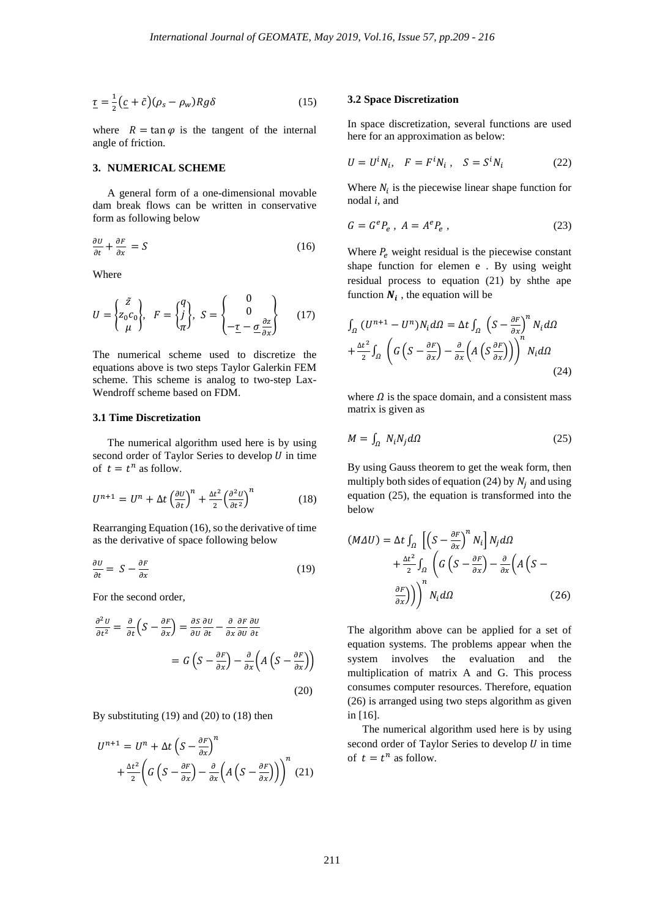$$\underline{\tau} = \frac{1}{2}\left(\underline{c} + \tilde{c}\right)(\rho_s - \rho_w)Rg\delta \tag{15}$$

where $R = \tan\varphi$ is the tangent of the internal angle of friction.

## 3. NUMERICAL SCHEME

A general form of a one-dimensional movable dam break flows can be written in conservative form as following below

$$\frac{\partial U}{\partial t} + \frac{\partial F}{\partial x} = S \tag{16}$$

Where

$$U = \begin{Bmatrix} \tilde{z} \\ z_0 c_0 \\ \mu \end{Bmatrix},\ \ F = \begin{Bmatrix} q \\ j \\ \pi \end{Bmatrix},\ \ S = \begin{Bmatrix} 0 \\ 0 \\ -\underline{\tau} - \underline{\sigma}\frac{\partial z}{\partial x} \end{Bmatrix} \tag{17}$$

The numerical scheme used to discretize the equations above is two steps Taylor Galerkin FEM scheme. This scheme is analog to two-step Lax-Wendroff scheme based on FDM.

### 3.1 Time Discretization

The numerical algorithm used here is by using second order of Taylor Series to develop $U$ in time of $t = t^n$ as follow.

$$U^{n+1} = U^n + \Delta t\left(\frac{\partial U}{\partial t}\right)^n + \frac{\Delta t^2}{2}\left(\frac{\partial^2 U}{\partial t^2}\right)^n \tag{18}$$

Rearranging Equation (16), so the derivative of time as the derivative of space following below

$$\frac{\partial U}{\partial t} = S - \frac{\partial F}{\partial x} \tag{19}$$

For the second order,

$$\frac{\partial^2 U}{\partial t^2} = \frac{\partial}{\partial t}\left(S - \frac{\partial F}{\partial x}\right) = \frac{\partial S}{\partial U}\frac{\partial U}{\partial t} - \frac{\partial}{\partial x}\frac{\partial F}{\partial U}\frac{\partial U}{\partial t}$$
$$= G\left(S - \frac{\partial F}{\partial x}\right) - \frac{\partial}{\partial x}\left(A\left(S - \frac{\partial F}{\partial x}\right)\right) \tag{20}$$

By substituting (19) and (20) to (18) then

$$U^{n+1} = U^n + \Delta t\left(S - \frac{\partial F}{\partial x}\right)^n + \frac{\Delta t^2}{2}\left(G\left(S - \frac{\partial F}{\partial x}\right) - \frac{\partial}{\partial x}\left(A\left(S - \frac{\partial F}{\partial x}\right)\right)\right)^n \tag{21}$$

### 3.2 Space Discretization

In space discretization, several functions are used here for an approximation as below:

$$U = U^i N_i, \quad F = F^i N_i\,, \quad S = S^i N_i \tag{22}$$

Where $N_i$ is the piecewise linear shape function for nodal $i$, and

$$G = G^e P_e\,,\ A = A^e P_e\,, \tag{23}$$

Where $P_e$ weight residual is the piecewise constant shape function for elemen e . By using weight residual process to equation (21) by shthe ape function $\boldsymbol{N_i}$ , the equation will be

$$\int_\Omega (U^{n+1} - U^n)N_i d\Omega = \Delta t\int_\Omega \left(S - \frac{\partial F}{\partial x}\right)^n N_i d\Omega + \frac{\Delta t^2}{2}\int_\Omega \left(G\left(S - \frac{\partial F}{\partial x}\right) - \frac{\partial}{\partial x}\left(A\left(S\frac{\partial F}{\partial x}\right)\right)\right)^n N_i d\Omega \tag{24}$$

where $\Omega$ is the space domain, and a consistent mass matrix is given as

$$M = \int_\Omega N_i N_j d\Omega \tag{25}$$

By using Gauss theorem to get the weak form, then multiply both sides of equation (24) by $N_j$ and using equation (25), the equation is transformed into the below

$$(M\Delta U) = \Delta t\int_\Omega \left[\left(S - \frac{\partial F}{\partial x}\right)^n N_i\right] N_j d\Omega + \frac{\Delta t^2}{2}\int_\Omega \left(G\left(S - \frac{\partial F}{\partial x}\right) - \frac{\partial}{\partial x}\left(A\left(S - \frac{\partial F}{\partial x}\right)\right)\right)^n N_i d\Omega \tag{26}$$

The algorithm above can be applied for a set of equation systems. The problems appear when the system involves the evaluation and the multiplication of matrix A and G. This process consumes computer resources. Therefore, equation (26) is arranged using two steps algorithm as given in [16].

The numerical algorithm used here is by using second order of Taylor Series to develop $U$ in time of $t = t^n$ as follow.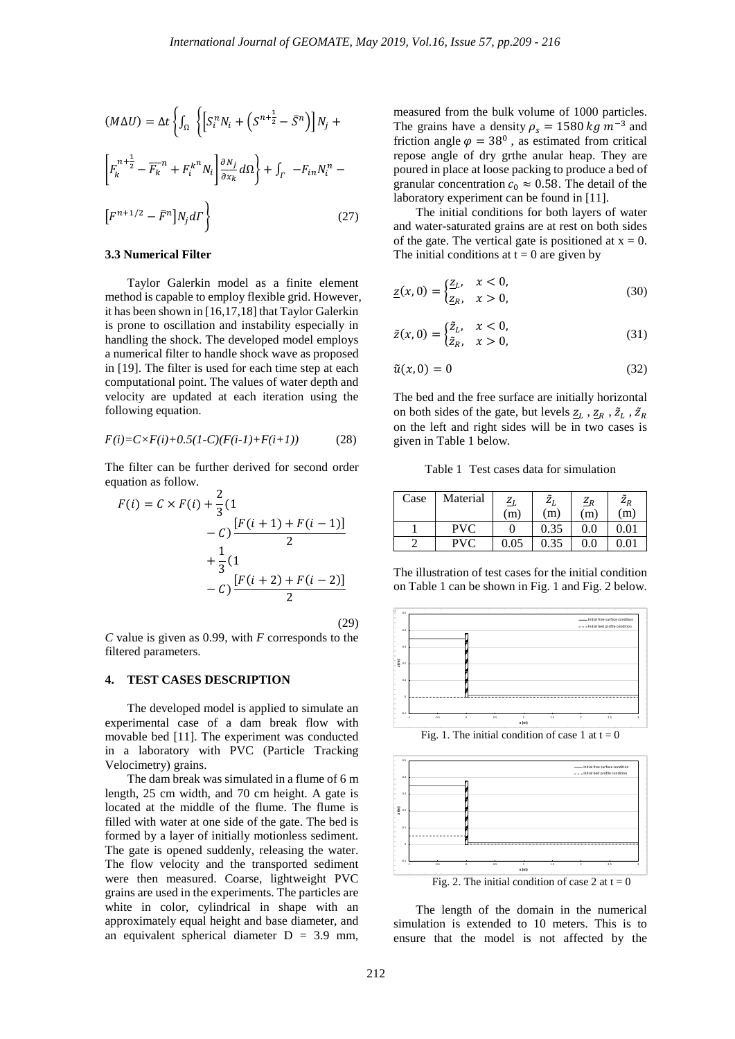$$(M\Delta U) = \Delta t \left\{ \int_{\Omega} \left\{ \left[ S_i^n N_i + \left( S^{n+\frac{1}{2}} - \bar{S}^n \right) \right] N_j + \left[ F_k^{n+\frac{1}{2}} - \overline{F_k}^n + F_i^{k^n} N_i \right] \frac{\partial N_j}{\partial x_k} d\Omega \right\} + \int_{\Gamma} -F_{in} N_i^n - \left[ F^{n+1/2} - \bar{F}^n \right] N_j d\Gamma \right\} \tag{27}$$

### 3.3 Numerical Filter

Taylor Galerkin model as a finite element method is capable to employ flexible grid. However, it has been shown in [16,17,18] that Taylor Galerkin is prone to oscillation and instability especially in handling the shock. The developed model employs a numerical filter to handle shock wave as proposed in [19]. The filter is used for each time step at each computational point. The values of water depth and velocity are updated at each iteration using the following equation.

$$F(i)=C\times F(i)+0.5(1-C)(F(i-1)+F(i+1)) \tag{28}$$

The filter can be further derived for second order equation as follow.

$$F(i) = C \times F(i) + \frac{2}{3}(1 - C)\frac{[F(i+1) + F(i-1)]}{2} + \frac{1}{3}(1 - C)\frac{[F(i+2) + F(i-2)]}{2} \tag{29}$$

$C$ value is given as 0.99, with $F$ corresponds to the filtered parameters.

## 4. TEST CASES DESCRIPTION

The developed model is applied to simulate an experimental case of a dam break flow with movable bed [11]. The experiment was conducted in a laboratory with PVC (Particle Tracking Velocimetry) grains.

The dam break was simulated in a flume of 6 m length, 25 cm width, and 70 cm height. A gate is located at the middle of the flume. The flume is filled with water at one side of the gate. The bed is formed by a layer of initially motionless sediment. The gate is opened suddenly, releasing the water. The flow velocity and the transported sediment were then measured. Coarse, lightweight PVC grains are used in the experiments. The particles are white in color, cylindrical in shape with an approximately equal height and base diameter, and an equivalent spherical diameter D = 3.9 mm, measured from the bulk volume of 1000 particles. The grains have a density $\rho_s = 1580\, kg\, m^{-3}$ and friction angle $\varphi = 38^0$, as estimated from critical repose angle of dry grthe anular heap. They are poured in place at loose packing to produce a bed of granular concentration $c_0 \approx 0.58$. The detail of the laboratory experiment can be found in [11].

The initial conditions for both layers of water and water-saturated grains are at rest on both sides of the gate. The vertical gate is positioned at x = 0. The initial conditions at t = 0 are given by

$$\underline{z}(x,0) = \begin{cases} \underline{z}_L, & x < 0, \\ \underline{z}_R, & x > 0, \end{cases} \tag{30}$$

$$\tilde{z}(x,0) = \begin{cases} \tilde{z}_L, & x < 0, \\ \tilde{z}_R, & x > 0, \end{cases} \tag{31}$$

$$\tilde{u}(x,0) = 0 \tag{32}$$

The bed and the free surface are initially horizontal on both sides of the gate, but levels $\underline{z}_L$ , $\underline{z}_R$ , $\tilde{z}_L$ , $\tilde{z}_R$ on the left and right sides will be in two cases is given in Table 1 below.

Table 1 Test cases data for simulation

| Case | Material | $\underline{z}_L$ (m) | $\tilde{z}_L$ (m) | $\underline{z}_R$ (m) | $\tilde{z}_R$ (m) |
|---|---|---|---|---|---|
| 1 | PVC | 0 | 0.35 | 0.0 | 0.01 |
| 2 | PVC | 0.05 | 0.35 | 0.0 | 0.01 |

The illustration of test cases for the initial condition on Table 1 can be shown in Fig. 1 and Fig. 2 below.

Fig. 1. The initial condition of case 1 at t = 0

Fig. 2. The initial condition of case 2 at t = 0

The length of the domain in the numerical simulation is extended to 10 meters. This is to ensure that the model is not affected by the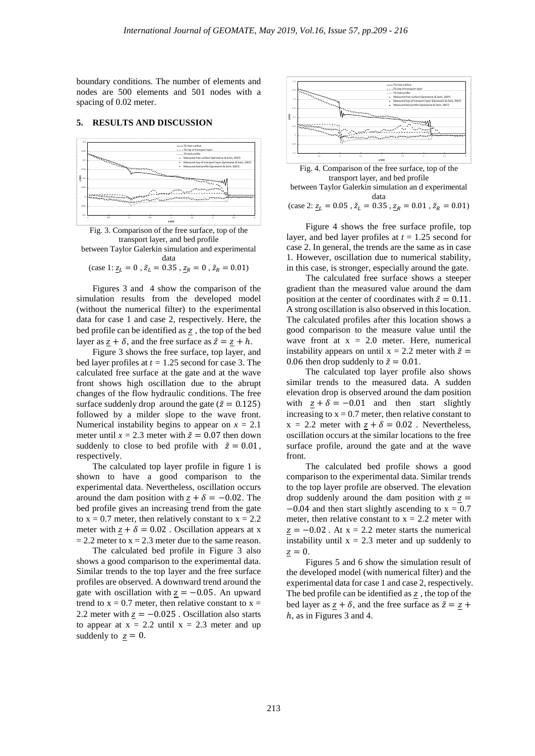boundary conditions. The number of elements and nodes are 500 elements and 501 nodes with a spacing of 0.02 meter.

## 5. RESULTS AND DISCUSSION

Fig. 3. Comparison of the free surface, top of the transport layer, and bed profile between Taylor Galerkin simulation and experimental data (case 1: $\underline{z}_L = 0$ , $\tilde{z}_L = 0.35$ , $\underline{z}_R = 0$ , $\tilde{z}_R = 0.01$)

Figures 3 and 4 show the comparison of the simulation results from the developed model (without the numerical filter) to the experimental data for case 1 and case 2, respectively. Here, the bed profile can be identified as $\underline{z}$ , the top of the bed layer as $\underline{z} + \delta$, and the free surface as $\tilde{z} = \underline{z} + h$.

Figure 3 shows the free surface, top layer, and bed layer profiles at $t$ = 1.25 second for case 3. The calculated free surface at the gate and at the wave front shows high oscillation due to the abrupt changes of the flow hydraulic conditions. The free surface suddenly drop around the gate ($\tilde{z} = 0.125$) followed by a milder slope to the wave front. Numerical instability begins to appear on $x$ = 2.1 meter until $x$ = 2.3 meter with $\tilde{z} = 0.07$ then down suddenly to close to bed profile with $\tilde{z} = 0.01$, respectively.

The calculated top layer profile in figure 1 is shown to have a good comparison to the experimental data. Nevertheless, oscillation occurs around the dam position with $\underline{z} + \delta = -0.02$. The bed profile gives an increasing trend from the gate to x = 0.7 meter, then relatively constant to x = 2.2 meter with $\underline{z} + \delta = 0.02$ . Oscillation appears at x = 2.2 meter to x = 2.3 meter due to the same reason.

The calculated bed profile in Figure 3 also shows a good comparison to the experimental data. Similar trends to the top layer and the free surface profiles are observed. A downward trend around the gate with oscillation with $\underline{z} = -0.05$. An upward trend to x = 0.7 meter, then relative constant to x = 2.2 meter with $\underline{z} = -0.025$ . Oscillation also starts to appear at x = 2.2 until x = 2.3 meter and up suddenly to $\underline{z} = 0$.

Fig. 4. Comparison of the free surface, top of the transport layer, and bed profile between Taylor Galerkin simulation an d experimental data (case 2: $\underline{z}_L = 0.05$ , $\tilde{z}_L = 0.35$ , $\underline{z}_R = 0.01$ , $\tilde{z}_R = 0.01$)

Figure 4 shows the free surface profile, top layer, and bed layer profiles at $t$ = 1.25 second for case 2. In general, the trends are the same as in case 1. However, oscillation due to numerical stability, in this case, is stronger, especially around the gate.

The calculated free surface shows a steeper gradient than the measured value around the dam position at the center of coordinates with $\tilde{z} = 0.11$. A strong oscillation is also observed in this location. The calculated profiles after this location shows a good comparison to the measure value until the wave front at x = 2.0 meter. Here, numerical instability appears on until x = 2.2 meter with $\tilde{z} = 0.06$ then drop suddenly to $\tilde{z} = 0.01$.

The calculated top layer profile also shows similar trends to the measured data. A sudden elevation drop is observed around the dam position with $\underline{z} + \delta = -0.01$ and then start slightly increasing to x = 0.7 meter, then relative constant to x = 2.2 meter with $\underline{z} + \delta = 0.02$ . Nevertheless, oscillation occurs at the similar locations to the free surface profile, around the gate and at the wave front.

The calculated bed profile shows a good comparison to the experimental data. Similar trends to the top layer profile are observed. The elevation drop suddenly around the dam position with $\underline{z} = -0.04$ and then start slightly ascending to x = 0.7 meter, then relative constant to x = 2.2 meter with $\underline{z} = -0.02$ . At x = 2.2 meter starts the numerical instability until x = 2.3 meter and up suddenly to $\underline{z} = 0$.

Figures 5 and 6 show the simulation result of the developed model (with numerical filter) and the experimental data for case 1 and case 2, respectively. The bed profile can be identified as $\underline{z}$ , the top of the bed layer as $\underline{z} + \delta$, and the free surface as $\tilde{z} = \underline{z} + h$, as in Figures 3 and 4.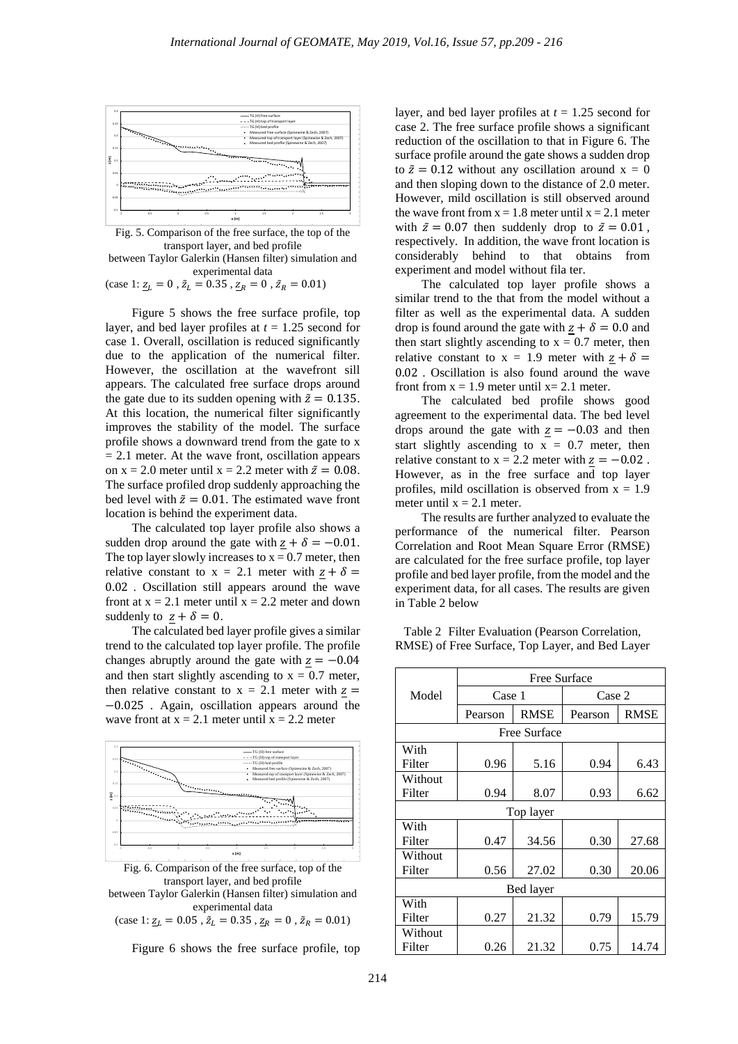Fig. 5. Comparison of the free surface, the top of the transport layer, and bed profile between Taylor Galerkin (Hansen filter) simulation and experimental data (case 1: $\underline{z}_L = 0$ , $\tilde{z}_L = 0.35$ , $\underline{z}_R = 0$ , $\tilde{z}_R = 0.01$)

Figure 5 shows the free surface profile, top layer, and bed layer profiles at $t$ = 1.25 second for case 1. Overall, oscillation is reduced significantly due to the application of the numerical filter. However, the oscillation at the wavefront sill appears. The calculated free surface drops around the gate due to its sudden opening with $\tilde{z} = 0.135$. At this location, the numerical filter significantly improves the stability of the model. The surface profile shows a downward trend from the gate to x = 2.1 meter. At the wave front, oscillation appears on x = 2.0 meter until x = 2.2 meter with $\tilde{z} = 0.08$. The surface profiled drop suddenly approaching the bed level with $\tilde{z} = 0.01$. The estimated wave front location is behind the experiment data.

The calculated top layer profile also shows a sudden drop around the gate with $\underline{z} + \delta = -0.01$. The top layer slowly increases to x = 0.7 meter, then relative constant to x = 2.1 meter with $\underline{z} + \delta = 0.02$ . Oscillation still appears around the wave front at x = 2.1 meter until x = 2.2 meter and down suddenly to $\underline{z} + \delta = 0$.

The calculated bed layer profile gives a similar trend to the calculated top layer profile. The profile changes abruptly around the gate with $\underline{z} = -0.04$ and then start slightly ascending to x = 0.7 meter, then relative constant to x = 2.1 meter with $\underline{z} = -0.025$ . Again, oscillation appears around the wave front at x = 2.1 meter until x = 2.2 meter

Fig. 6. Comparison of the free surface, top of the transport layer, and bed profile between Taylor Galerkin (Hansen filter) simulation and experimental data (case 1: $\underline{z}_L = 0.05$ , $\tilde{z}_L = 0.35$ , $\underline{z}_R = 0$ , $\tilde{z}_R = 0.01$)

Figure 6 shows the free surface profile, top layer, and bed layer profiles at $t$ = 1.25 second for case 2. The free surface profile shows a significant reduction of the oscillation to that in Figure 6. The surface profile around the gate shows a sudden drop to $\tilde{z} = 0.12$ without any oscillation around x = 0 and then sloping down to the distance of 2.0 meter. However, mild oscillation is still observed around the wave front from x = 1.8 meter until x = 2.1 meter with $\tilde{z} = 0.07$ then suddenly drop to $\tilde{z} = 0.01$, respectively. In addition, the wave front location is considerably behind to that obtains from experiment and model without fila ter.

The calculated top layer profile shows a similar trend to the that from the model without a filter as well as the experimental data. A sudden drop is found around the gate with $\underline{z} + \delta = 0.0$ and then start slightly ascending to x = 0.7 meter, then relative constant to x = 1.9 meter with $\underline{z} + \delta = 0.02$ . Oscillation is also found around the wave front from x = 1.9 meter until x= 2.1 meter.

The calculated bed profile shows good agreement to the experimental data. The bed level drops around the gate with $\underline{z} = -0.03$ and then start slightly ascending to x = 0.7 meter, then relative constant to x = 2.2 meter with $\underline{z} = -0.02$ . However, as in the free surface and top layer profiles, mild oscillation is observed from x = 1.9 meter until x = 2.1 meter.

The results are further analyzed to evaluate the performance of the numerical filter. Pearson Correlation and Root Mean Square Error (RMSE) are calculated for the free surface profile, top layer profile and bed layer profile, from the model and the experiment data, for all cases. The results are given in Table 2 below

Table 2 Filter Evaluation (Pearson Correlation, RMSE) of Free Surface, Top Layer, and Bed Layer

| Model | Free Surface | | | |
|---|---|---|---|---|
| | Case 1 | | Case 2 | |
| | Pearson | RMSE | Pearson | RMSE |
| Free Surface | | | | |
| With Filter | 0.96 | 5.16 | 0.94 | 6.43 |
| Without Filter | 0.94 | 8.07 | 0.93 | 6.62 |
| Top layer | | | | |
| With Filter | 0.47 | 34.56 | 0.30 | 27.68 |
| Without Filter | 0.56 | 27.02 | 0.30 | 20.06 |
| Bed layer | | | | |
| With Filter | 0.27 | 21.32 | 0.79 | 15.79 |
| Without Filter | 0.26 | 21.32 | 0.75 | 14.74 |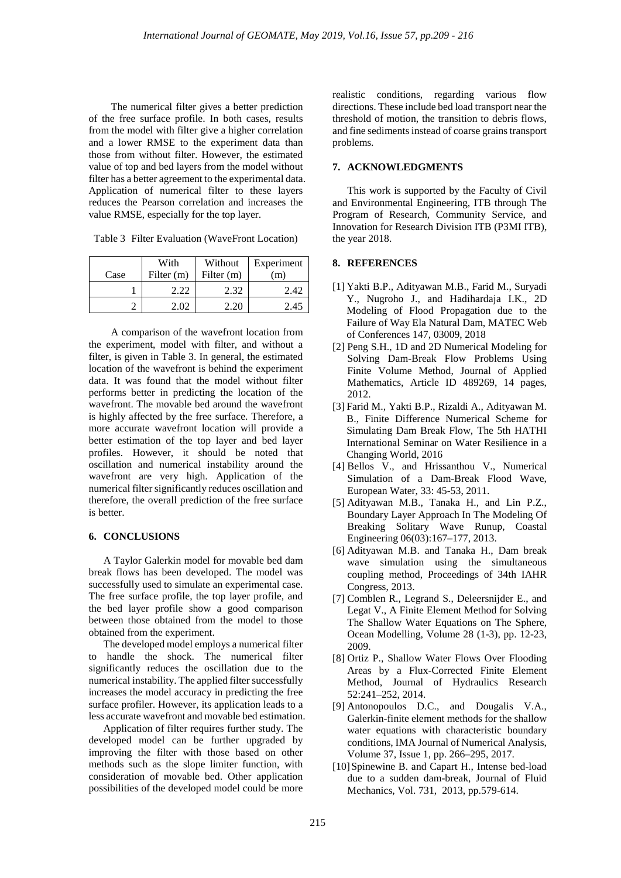The numerical filter gives a better prediction of the free surface profile. In both cases, results from the model with filter give a higher correlation and a lower RMSE to the experiment data than those from without filter. However, the estimated value of top and bed layers from the model without filter has a better agreement to the experimental data. Application of numerical filter to these layers reduces the Pearson correlation and increases the value RMSE, especially for the top layer.

Table 3 Filter Evaluation (WaveFront Location)

| Case | With Filter (m) | Without Filter (m) | Experiment (m) |
|---|---|---|---|
| 1 | 2.22 | 2.32 | 2.42 |
| 2 | 2.02 | 2.20 | 2.45 |

A comparison of the wavefront location from the experiment, model with filter, and without a filter, is given in Table 3. In general, the estimated location of the wavefront is behind the experiment data. It was found that the model without filter performs better in predicting the location of the wavefront. The movable bed around the wavefront is highly affected by the free surface. Therefore, a more accurate wavefront location will provide a better estimation of the top layer and bed layer profiles. However, it should be noted that oscillation and numerical instability around the wavefront are very high. Application of the numerical filter significantly reduces oscillation and therefore, the overall prediction of the free surface is better.

## 6. CONCLUSIONS

A Taylor Galerkin model for movable bed dam break flows has been developed. The model was successfully used to simulate an experimental case. The free surface profile, the top layer profile, and the bed layer profile show a good comparison between those obtained from the model to those obtained from the experiment.

The developed model employs a numerical filter to handle the shock. The numerical filter significantly reduces the oscillation due to the numerical instability. The applied filter successfully increases the model accuracy in predicting the free surface profiler. However, its application leads to a less accurate wavefront and movable bed estimation.

Application of filter requires further study. The developed model can be further upgraded by improving the filter with those based on other methods such as the slope limiter function, with consideration of movable bed. Other application possibilities of the developed model could be more realistic conditions, regarding various flow directions. These include bed load transport near the threshold of motion, the transition to debris flows, and fine sediments instead of coarse grains transport problems.

## 7. ACKNOWLEDGMENTS

This work is supported by the Faculty of Civil and Environmental Engineering, ITB through The Program of Research, Community Service, and Innovation for Research Division ITB (P3MI ITB), the year 2018.

## 8. REFERENCES

[1] Yakti B.P., Adityawan M.B., Farid M., Suryadi Y., Nugroho J., and Hadihardaja I.K., 2D Modeling of Flood Propagation due to the Failure of Way Ela Natural Dam, MATEC Web of Conferences 147, 03009, 2018

[2] Peng S.H., 1D and 2D Numerical Modeling for Solving Dam-Break Flow Problems Using Finite Volume Method, Journal of Applied Mathematics, Article ID 489269, 14 pages, 2012.

[3] Farid M., Yakti B.P., Rizaldi A., Adityawan M. B., Finite Difference Numerical Scheme for Simulating Dam Break Flow, The 5th HATHI International Seminar on Water Resilience in a Changing World, 2016

[4] Bellos V., and Hrissanthou V., Numerical Simulation of a Dam-Break Flood Wave, European Water, 33: 45-53, 2011.

[5] Adityawan M.B., Tanaka H., and Lin P.Z., Boundary Layer Approach In The Modeling Of Breaking Solitary Wave Runup, Coastal Engineering 06(03):167–177, 2013.

[6] Adityawan M.B. and Tanaka H., Dam break wave simulation using the simultaneous coupling method, Proceedings of 34th IAHR Congress, 2013.

[7] Comblen R., Legrand S., Deleersnijder E., and Legat V., A Finite Element Method for Solving The Shallow Water Equations on The Sphere, Ocean Modelling, Volume 28 (1-3), pp. 12-23, 2009.

[8] Ortiz P., Shallow Water Flows Over Flooding Areas by a Flux-Corrected Finite Element Method, Journal of Hydraulics Research 52:241–252, 2014.

[9] Antonopoulos D.C., and Dougalis V.A., Galerkin-finite element methods for the shallow water equations with characteristic boundary conditions, IMA Journal of Numerical Analysis, Volume 37, Issue 1, pp. 266–295, 2017.

[10] Spinewine B. and Capart H., Intense bed-load due to a sudden dam-break, Journal of Fluid Mechanics, Vol. 731, 2013, pp.579-614.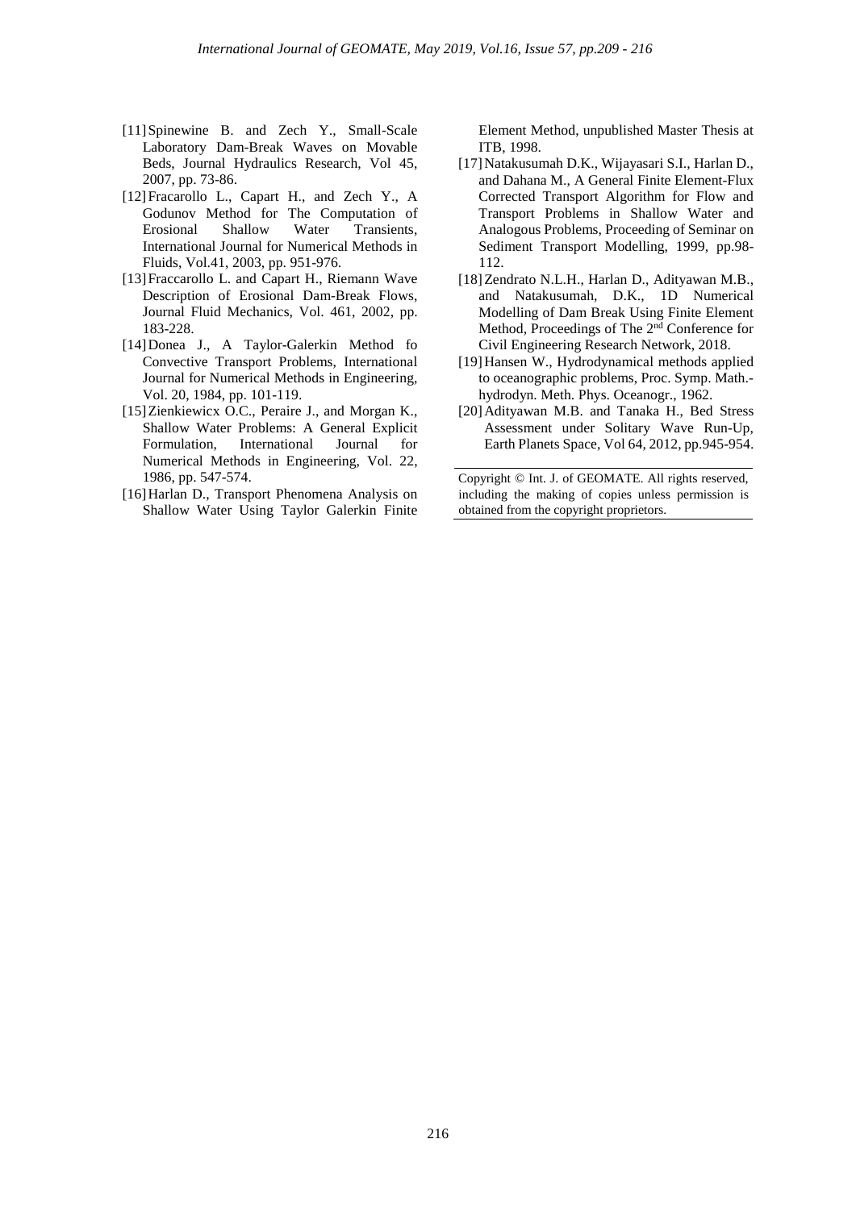[11] Spinewine B. and Zech Y., Small-Scale Laboratory Dam-Break Waves on Movable Beds, Journal Hydraulics Research, Vol 45, 2007, pp. 73-86.

[12] Fracarollo L., Capart H., and Zech Y., A Godunov Method for The Computation of Erosional Shallow Water Transients, International Journal for Numerical Methods in Fluids, Vol.41, 2003, pp. 951-976.

[13] Fraccarollo L. and Capart H., Riemann Wave Description of Erosional Dam-Break Flows, Journal Fluid Mechanics, Vol. 461, 2002, pp. 183-228.

[14] Donea J., A Taylor-Galerkin Method fo Convective Transport Problems, International Journal for Numerical Methods in Engineering, Vol. 20, 1984, pp. 101-119.

[15] Zienkiewicx O.C., Peraire J., and Morgan K., Shallow Water Problems: A General Explicit Formulation, International Journal for Numerical Methods in Engineering, Vol. 22, 1986, pp. 547-574.

[16] Harlan D., Transport Phenomena Analysis on Shallow Water Using Taylor Galerkin Finite Element Method, unpublished Master Thesis at ITB, 1998.

[17] Natakusumah D.K., Wijayasari S.I., Harlan D., and Dahana M., A General Finite Element-Flux Corrected Transport Algorithm for Flow and Transport Problems in Shallow Water and Analogous Problems, Proceeding of Seminar on Sediment Transport Modelling, 1999, pp.98-112.

[18] Zendrato N.L.H., Harlan D., Adityawan M.B., and Natakusumah, D.K., 1D Numerical Modelling of Dam Break Using Finite Element Method, Proceedings of The 2nd Conference for Civil Engineering Research Network, 2018.

[19] Hansen W., Hydrodynamical methods applied to oceanographic problems, Proc. Symp. Math.-hydrodyn. Meth. Phys. Oceanogr., 1962.

[20] Adityawan M.B. and Tanaka H., Bed Stress Assessment under Solitary Wave Run-Up, Earth Planets Space, Vol 64, 2012, pp.945-954.

---

Copyright © Int. J. of GEOMATE. All rights reserved, including the making of copies unless permission is obtained from the copyright proprietors.